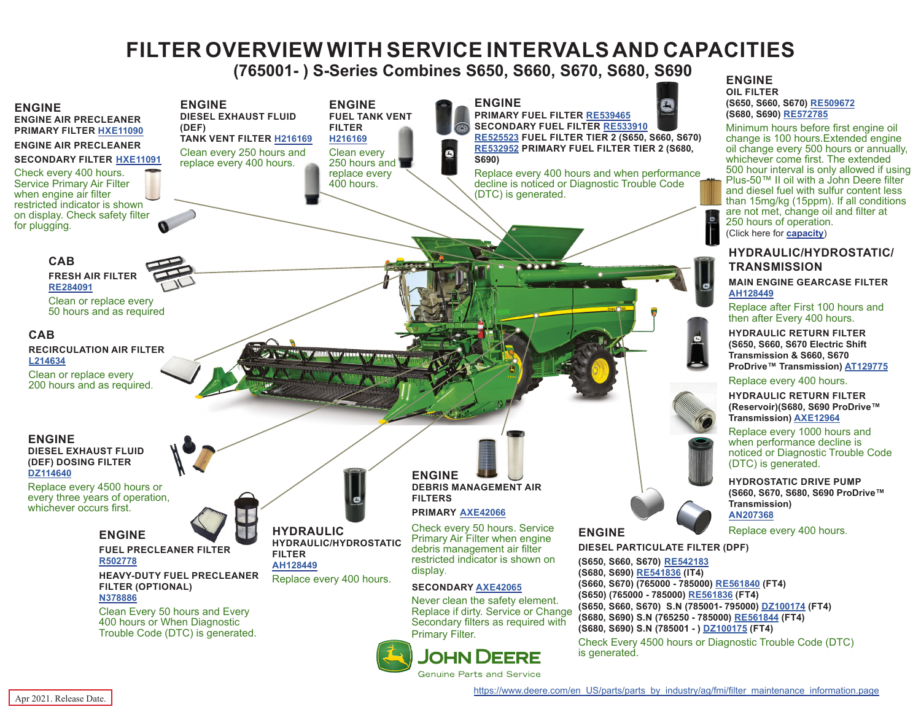# FILTER OVERVIEW WITH SERVICE INTERVALS AND CAPACITIES

## (765001- ) S-Series Combines S650, S660, S670, S680, S690

### ENGINE

**ENGINE AIR PRECLEANER PRIMARY FILTER HXE11090**

**ENGINE AIR PRECLEANER SECONDARY FILTER HXE11091**

Check every 400 hours. Service Primary Air Filter when engine air filter restricted indicator is shown on display. Check safety filter for plugging.

### ENGINE

**DIESEL EXHAUST FLUID (DEF) TANK VENT FILTER H216169**

Clean every 250 hours and replace every 400 hours.

### ENGINE

**FUEL TANK VENT FILTER H216169**

Clean every 250 hours and replace every 400 hours.

### ENGINE

**PRIMARY FUEL FILTER RE539465**

**SECONDARY FUEL FILTER RE533910**

**RE525523 FUEL FILTER TIER 2 (S650, S660, S670)**

**RE532952 PRIMARY FUEL FILTER TIER 2 (S680, S690)**

Replace every 400 hours and when performance decline is noticed or Diagnostic Trouble Code (DTC) is generated.

### ENGINE

**OIL FILTER**

**(S650, S660, S670) RE509672**

**(S680, S690) RE572785**

Minimum hours before first engine oil change is 100 hours.Extended engine oil change every 500 hours or annually, whichever come first. The extended 500 hour interval is only allowed if using Plus-50™ II oil with a John Deere filter and diesel fuel with sulfur content less than 15mg/kg (15ppm). If all conditions are not met, change oil and filter at 250 hours of operation.

(Click here for capacity)

### CAB

**FRESH AIR FILTER RE284091**

Clean or replace every 50 hours and as required

### CAB

**RECIRCULATION AIR FILTER L214634**

Clean or replace every 200 hours and as required.

### HYDRAULIC/HYDROSTATIC/ TRANSMISSION

**MAIN ENGINE GEARCASE FILTER AH128449**

Replace after First 100 hours and then after Every 400 hours.

**HYDRAULIC RETURN FILTER (S650, S660, S670 Electric Shift Transmission & S660, S670 ProDrive™ Transmission) AT129775**

Replace every 400 hours.

**HYDRAULIC RETURN FILTER (Reservoir)(S680, S690 ProDrive™ Transmission) AXE12964**

Replace every 1000 hours and when performance decline is noticed or Diagnostic Trouble Code (DTC) is generated.

**HYDROSTATIC DRIVE PUMP (S660, S670, S680, S690 ProDrive™ Transmission) AN207368**

Replace every 400 hours.

### ENGINE

**DIESEL EXHAUST FLUID (DEF) DOSING FILTER DZ114640**

Replace every 4500 hours or every three years of operation, whichever occurs first.

### ENGINE

**FUEL PRECLEANER FILTER R502778**

**HEAVY-DUTY FUEL PRECLEANER FILTER (OPTIONAL) N378886**

Clean Every 50 hours and Every 400 hours or When Diagnostic Trouble Code (DTC) is generated.

### HYDRAULIC

**HYDRAULIC/HYDROSTATIC FILTER AH128449**

Replace every 400 hours.

### ENGINE

**DEBRIS MANAGEMENT AIR FILTERS**

**PRIMARY AXE42066**

Check every 50 hours. Service Primary Air Filter when engine debris management air filter restricted indicator is shown on display.

**SECONDARY AXE42065**

Never clean the safety element. Replace if dirty. Service or Change Secondary filters as required with Primary Filter.

### ENGINE

**DIESEL PARTICULATE FILTER (DPF)**

**(S650, S660, S670) RE542183**
**(S680, S690) RE541836 (IT4)**
**(S660, S670) (765000 - 785000) RE561840 (FT4)**
**(S650) (765000 - 785000) RE561836 (FT4)**
**(S650, S660, S670) S.N (785001- 795000) DZ100174 (FT4)**
**(S680, S690) S.N (765250 - 785000) RE561844 (FT4)**
**(S680, S690) S.N (785001 - ) DZ100175 (FT4)**

Check Every 4500 hours or Diagnostic Trouble Code (DTC) is generated.

JOHN DEERE
Genuine Parts and Service

Apr 2021. Release Date.

https://www.deere.com/en_US/parts/parts_by_industry/ag/fmi/filter_maintenance_information.page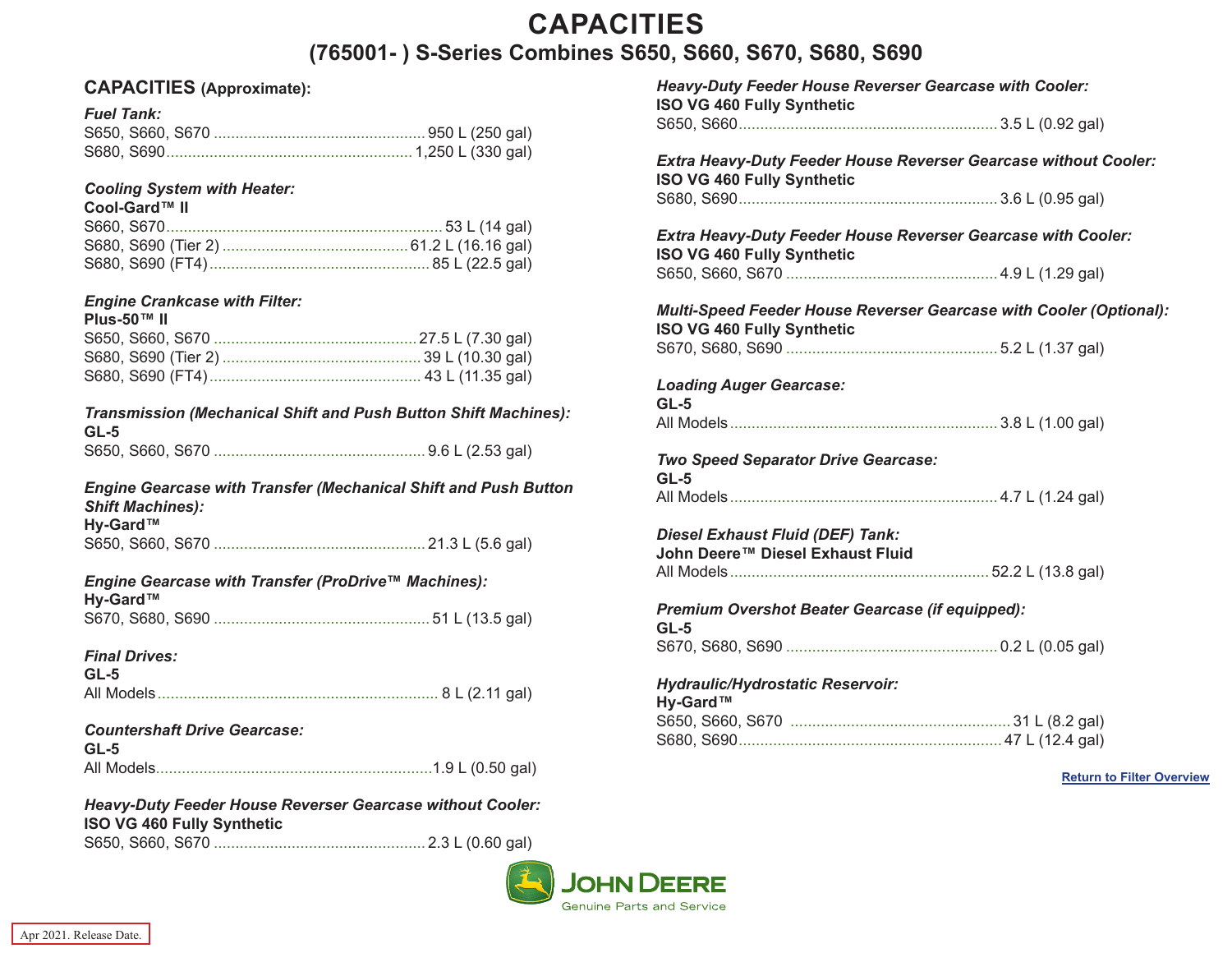# CAPACITIES

## (765001- ) S-Series Combines S650, S660, S670, S680, S690

### CAPACITIES (Approximate):

*Fuel Tank:*

S650, S660, S670 ................................................ 950 L (250 gal)
S680, S690......................................................... 1,250 L (330 gal)

*Cooling System with Heater:*
**Cool-Gard™ II**

S660, S670............................................................... 53 L (14 gal)
S680, S690 (Tier 2) ........................................... 61.2 L (16.16 gal)
S680, S690 (FT4).................................................. 85 L (22.5 gal)

*Engine Crankcase with Filter:*
**Plus-50™ II**

S650, S660, S670 ............................................... 27.5 L (7.30 gal)
S680, S690 (Tier 2) ............................................. 39 L (10.30 gal)
S680, S690 (FT4)................................................. 43 L (11.35 gal)

*Transmission (Mechanical Shift and Push Button Shift Machines):*
**GL-5**

S650, S660, S670 ................................................ 9.6 L (2.53 gal)

*Engine Gearcase with Transfer (Mechanical Shift and Push Button Shift Machines):*
**Hy-Gard™**

S650, S660, S670 ................................................ 21.3 L (5.6 gal)

*Engine Gearcase with Transfer (ProDrive™ Machines):*
**Hy-Gard™**

S670, S680, S690 ................................................. 51 L (13.5 gal)

*Final Drives:*
**GL-5**

All Models................................................................ 8 L (2.11 gal)

*Countershaft Drive Gearcase:*
**GL-5**

All Models................................................................1.9 L (0.50 gal)

*Heavy-Duty Feeder House Reverser Gearcase without Cooler:*
**ISO VG 460 Fully Synthetic**

S650, S660, S670 ................................................ 2.3 L (0.60 gal)

*Heavy-Duty Feeder House Reverser Gearcase with Cooler:*
**ISO VG 460 Fully Synthetic**

S650, S660........................................................... 3.5 L (0.92 gal)

*Extra Heavy-Duty Feeder House Reverser Gearcase without Cooler:*
**ISO VG 460 Fully Synthetic**

S680, S690........................................................... 3.6 L (0.95 gal)

*Extra Heavy-Duty Feeder House Reverser Gearcase with Cooler:*
**ISO VG 460 Fully Synthetic**

S650, S660, S670 ................................................ 4.9 L (1.29 gal)

*Multi-Speed Feeder House Reverser Gearcase with Cooler (Optional):*
**ISO VG 460 Fully Synthetic**

S670, S680, S690 ................................................ 5.2 L (1.37 gal)

*Loading Auger Gearcase:*
**GL-5**

All Models............................................................. 3.8 L (1.00 gal)

*Two Speed Separator Drive Gearcase:*
**GL-5**

All Models............................................................. 4.7 L (1.24 gal)

*Diesel Exhaust Fluid (DEF) Tank:*
**John Deere™ Diesel Exhaust Fluid**

All Models........................................................... 52.2 L (13.8 gal)

*Premium Overshot Beater Gearcase (if equipped):*
**GL-5**

S670, S680, S690 ................................................ 0.2 L (0.05 gal)

*Hydraulic/Hydrostatic Reservoir:*
**Hy-Gard™**

S650, S660, S670 .................................................. 31 L (8.2 gal)
S680, S690............................................................ 47 L (12.4 gal)

Return to Filter Overview

JOHN DEERE
Genuine Parts and Service

Apr 2021. Release Date.